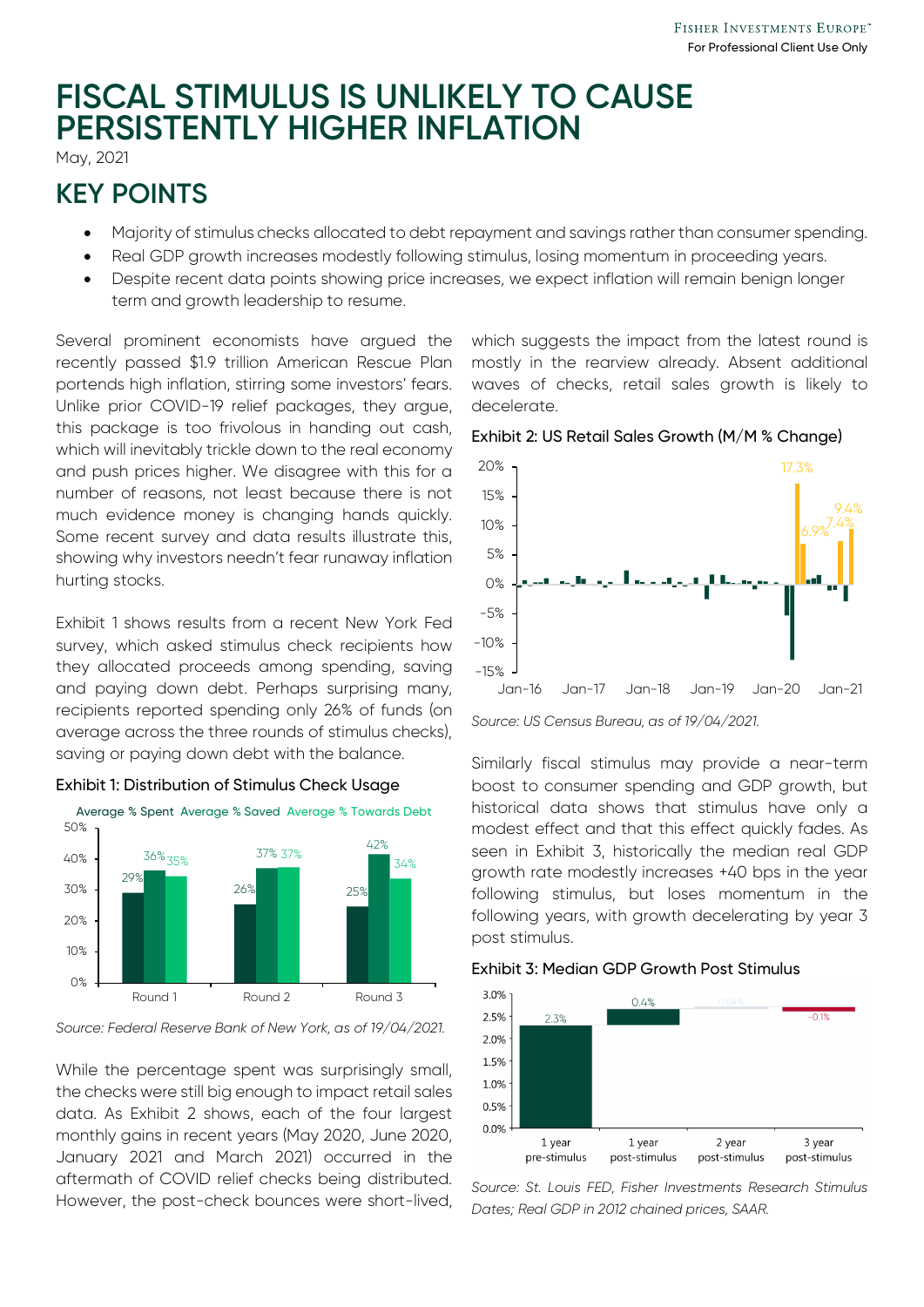# FISCAL STIMULUS IS UNLIKELY TO CAUSE PERSISTENTLY HIGHER INFLATION

May, 2021

## KEY POINTS

- Majority of stimulus checks allocated to debt repayment and savings rather than consumer spending.
- Real GDP growth increases modestly following stimulus, losing momentum in proceeding years.
- Despite recent data points showing price increases, we expect inflation will remain benign longer term and growth leadership to resume.

Several prominent economists have argued the recently passed $1.9 trillion American Rescue Plan portends high inflation, stirring some investors' fears. Unlike prior COVID-19 relief packages, they argue, this package is too frivolous in handing out cash, which will inevitably trickle down to the real economy and push prices higher. We disagree with this for a number of reasons, not least because there is not much evidence money is changing hands quickly. Some recent survey and data results illustrate this, showing why investors needn't fear runaway inflation hurting stocks.

Exhibit 1 shows results from a recent New York Fed survey, which asked stimulus check recipients how they allocated proceeds among spending, saving and paying down debt. Perhaps surprising many, recipients reported spending only 26% of funds (on average across the three rounds of stimulus checks), saving or paying down debt with the balance.

Exhibit 1: Distribution of Stimulus Check Usage

| | Average % Spent | Average % Saved | Average % Towards Debt |
|---|---|---|---|
| Round 1 | 29% | 36% | 35% |
| Round 2 | 26% | 37% | 37% |
| Round 3 | 25% | 42% | 34% |

*Source: Federal Reserve Bank of New York, as of 19/04/2021.*

While the percentage spent was surprisingly small, the checks were still big enough to impact retail sales data. As Exhibit 2 shows, each of the four largest monthly gains in recent years (May 2020, June 2020, January 2021 and March 2021) occurred in the aftermath of COVID relief checks being distributed. However, the post-check bounces were short-lived, which suggests the impact from the latest round is mostly in the rearview already. Absent additional waves of checks, retail sales growth is likely to decelerate.

Exhibit 2: US Retail Sales Growth (M/M % Change)

*Source: US Census Bureau, as of 19/04/2021.*

Similarly fiscal stimulus may provide a near-term boost to consumer spending and GDP growth, but historical data shows that stimulus have only a modest effect and that this effect quickly fades. As seen in Exhibit 3, historically the median real GDP growth rate modestly increases +40 bps in the year following stimulus, but loses momentum in the following years, with growth decelerating by year 3 post stimulus.

Exhibit 3: Median GDP Growth Post Stimulus

| 1 year pre-stimulus | 1 year post-stimulus | 2 year post-stimulus | 3 year post-stimulus |
|---|---|---|---|
| 2.3% | 0.4% | 0.04% | -0.1% |

*Source: St. Louis FED, Fisher Investments Research Stimulus Dates; Real GDP in 2012 chained prices, SAAR.*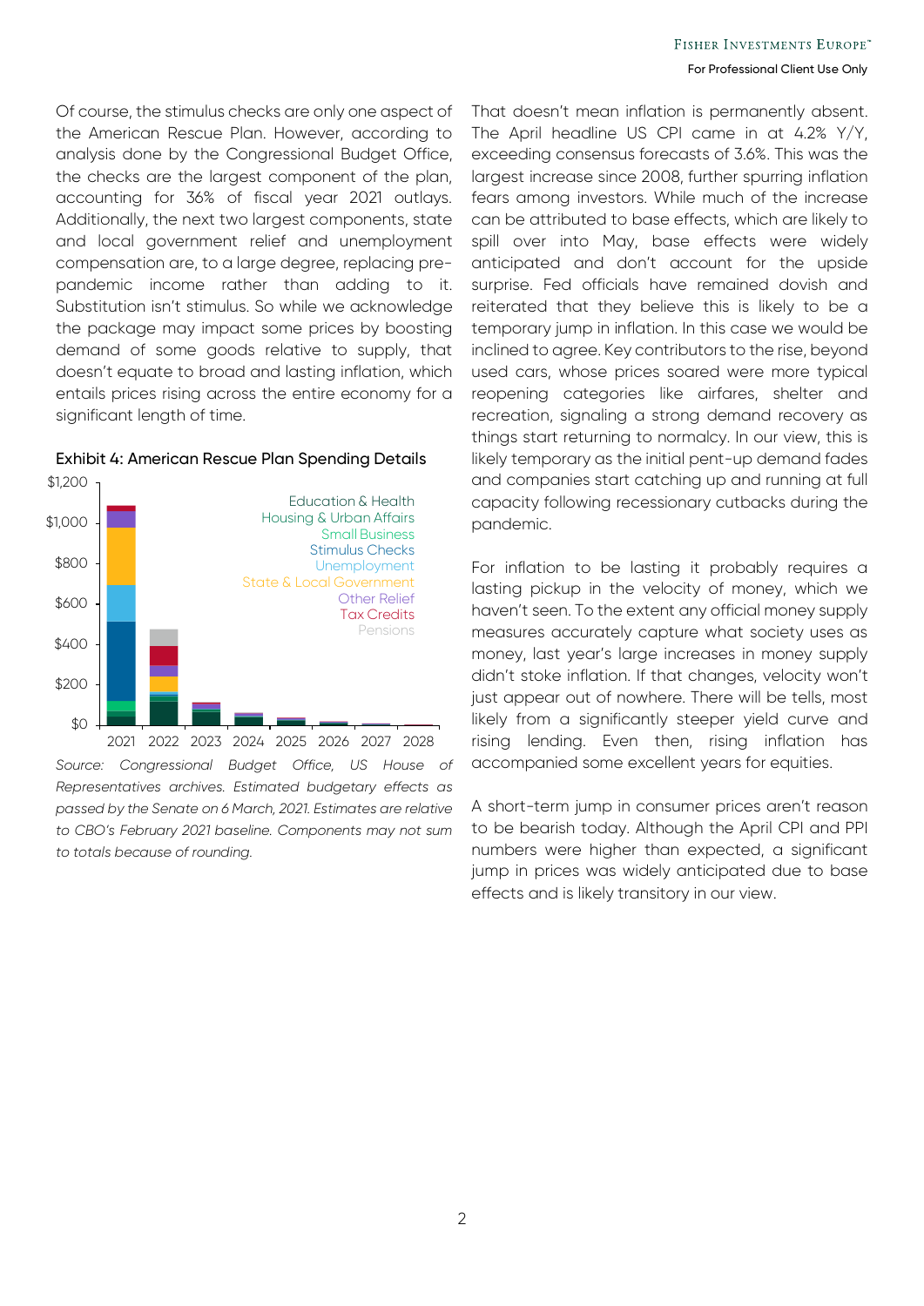Of course, the stimulus checks are only one aspect of the American Rescue Plan. However, according to analysis done by the Congressional Budget Office, the checks are the largest component of the plan, accounting for 36% of fiscal year 2021 outlays. Additionally, the next two largest components, state and local government relief and unemployment compensation are, to a large degree, replacing pre-pandemic income rather than adding to it. Substitution isn't stimulus. So while we acknowledge the package may impact some prices by boosting demand of some goods relative to supply, that doesn't equate to broad and lasting inflation, which entails prices rising across the entire economy for a significant length of time.

**Exhibit 4: American Rescue Plan Spending Details**

*Source: Congressional Budget Office, US House of Representatives archives. Estimated budgetary effects as passed by the Senate on 6 March, 2021. Estimates are relative to CBO's February 2021 baseline. Components may not sum to totals because of rounding.*

That doesn't mean inflation is permanently absent. The April headline US CPI came in at 4.2% Y/Y, exceeding consensus forecasts of 3.6%. This was the largest increase since 2008, further spurring inflation fears among investors. While much of the increase can be attributed to base effects, which are likely to spill over into May, base effects were widely anticipated and don't account for the upside surprise. Fed officials have remained dovish and reiterated that they believe this is likely to be a temporary jump in inflation. In this case we would be inclined to agree. Key contributors to the rise, beyond used cars, whose prices soared were more typical reopening categories like airfares, shelter and recreation, signaling a strong demand recovery as things start returning to normalcy. In our view, this is likely temporary as the initial pent-up demand fades and companies start catching up and running at full capacity following recessionary cutbacks during the pandemic.

For inflation to be lasting it probably requires a lasting pickup in the velocity of money, which we haven't seen. To the extent any official money supply measures accurately capture what society uses as money, last year's large increases in money supply didn't stoke inflation. If that changes, velocity won't just appear out of nowhere. There will be tells, most likely from a significantly steeper yield curve and rising lending. Even then, rising inflation has accompanied some excellent years for equities.

A short-term jump in consumer prices aren't reason to be bearish today. Although the April CPI and PPI numbers were higher than expected, a significant jump in prices was widely anticipated due to base effects and is likely transitory in our view.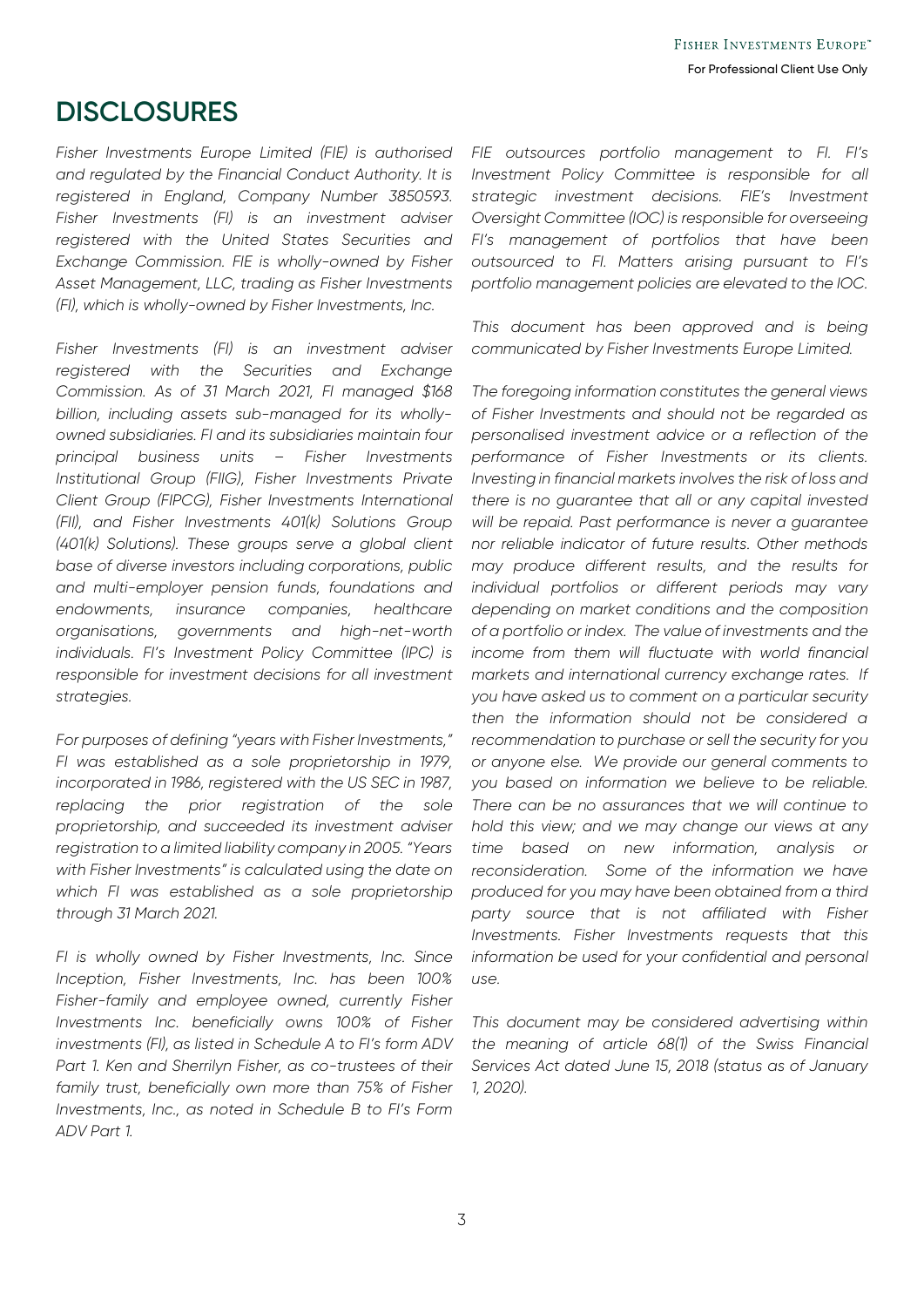# DISCLOSURES

*Fisher Investments Europe Limited (FIE) is authorised and regulated by the Financial Conduct Authority. It is registered in England, Company Number 3850593. Fisher Investments (FI) is an investment adviser registered with the United States Securities and Exchange Commission. FIE is wholly-owned by Fisher Asset Management, LLC, trading as Fisher Investments (FI), which is wholly-owned by Fisher Investments, Inc.*

*Fisher Investments (FI) is an investment adviser registered with the Securities and Exchange Commission. As of 31 March 2021, FI managed $168 billion, including assets sub-managed for its wholly-owned subsidiaries. FI and its subsidiaries maintain four principal business units – Fisher Investments Institutional Group (FIIG), Fisher Investments Private Client Group (FIPCG), Fisher Investments International (FII), and Fisher Investments 401(k) Solutions Group (401(k) Solutions). These groups serve a global client base of diverse investors including corporations, public and multi-employer pension funds, foundations and endowments, insurance companies, healthcare organisations, governments and high-net-worth individuals. FI's Investment Policy Committee (IPC) is responsible for investment decisions for all investment strategies.*

*For purposes of defining "years with Fisher Investments," FI was established as a sole proprietorship in 1979, incorporated in 1986, registered with the US SEC in 1987, replacing the prior registration of the sole proprietorship, and succeeded its investment adviser registration to a limited liability company in 2005. "Years with Fisher Investments" is calculated using the date on which FI was established as a sole proprietorship through 31 March 2021.*

*FI is wholly owned by Fisher Investments, Inc. Since Inception, Fisher Investments, Inc. has been 100% Fisher-family and employee owned, currently Fisher Investments Inc. beneficially owns 100% of Fisher investments (FI), as listed in Schedule A to FI's form ADV Part 1. Ken and Sherrilyn Fisher, as co-trustees of their family trust, beneficially own more than 75% of Fisher Investments, Inc., as noted in Schedule B to FI's Form ADV Part 1.*

*FIE outsources portfolio management to FI. FI's Investment Policy Committee is responsible for all strategic investment decisions. FIE's Investment Oversight Committee (IOC) is responsible for overseeing FI's management of portfolios that have been outsourced to FI. Matters arising pursuant to FI's portfolio management policies are elevated to the IOC.*

*This document has been approved and is being communicated by Fisher Investments Europe Limited.*

*The foregoing information constitutes the general views of Fisher Investments and should not be regarded as personalised investment advice or a reflection of the performance of Fisher Investments or its clients. Investing in financial markets involves the risk of loss and there is no guarantee that all or any capital invested will be repaid. Past performance is never a guarantee nor reliable indicator of future results. Other methods may produce different results, and the results for individual portfolios or different periods may vary depending on market conditions and the composition of a portfolio or index. The value of investments and the income from them will fluctuate with world financial markets and international currency exchange rates. If you have asked us to comment on a particular security then the information should not be considered a recommendation to purchase or sell the security for you or anyone else. We provide our general comments to you based on information we believe to be reliable. There can be no assurances that we will continue to hold this view; and we may change our views at any time based on new information, analysis or reconsideration. Some of the information we have produced for you may have been obtained from a third party source that is not affiliated with Fisher Investments. Fisher Investments requests that this information be used for your confidential and personal use.*

*This document may be considered advertising within the meaning of article 68(1) of the Swiss Financial Services Act dated June 15, 2018 (status as of January 1, 2020).*